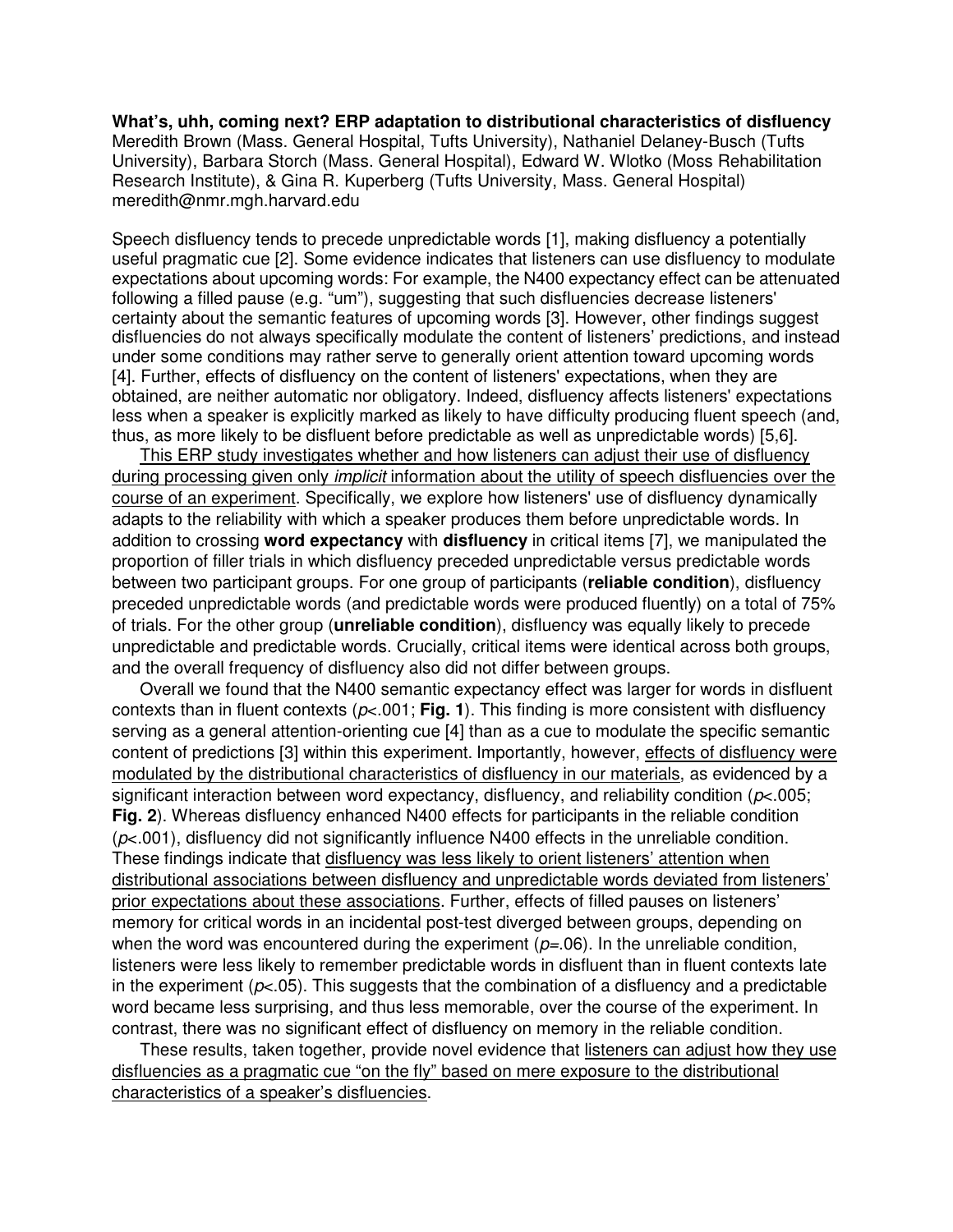**What's, uhh, coming next? ERP adaptation to distributional characteristics of disfluency**
Meredith Brown (Mass. General Hospital, Tufts University), Nathaniel Delaney-Busch (Tufts University), Barbara Storch (Mass. General Hospital), Edward W. Wlotko (Moss Rehabilitation Research Institute), & Gina R. Kuperberg (Tufts University, Mass. General Hospital)
meredith@nmr.mgh.harvard.edu

Speech disfluency tends to precede unpredictable words [1], making disfluency a potentially useful pragmatic cue [2]. Some evidence indicates that listeners can use disfluency to modulate expectations about upcoming words: For example, the N400 expectancy effect can be attenuated following a filled pause (e.g. "um"), suggesting that such disfluencies decrease listeners' certainty about the semantic features of upcoming words [3]. However, other findings suggest disfluencies do not always specifically modulate the content of listeners' predictions, and instead under some conditions may rather serve to generally orient attention toward upcoming words [4]. Further, effects of disfluency on the content of listeners' expectations, when they are obtained, are neither automatic nor obligatory. Indeed, disfluency affects listeners' expectations less when a speaker is explicitly marked as likely to have difficulty producing fluent speech (and, thus, as more likely to be disfluent before predictable as well as unpredictable words) [5,6].

<u>This ERP study investigates whether and how listeners can adjust their use of disfluency during processing given only *implicit* information about the utility of speech disfluencies over the course of an experiment</u>. Specifically, we explore how listeners' use of disfluency dynamically adapts to the reliability with which a speaker produces them before unpredictable words. In addition to crossing **word expectancy** with **disfluency** in critical items [7], we manipulated the proportion of filler trials in which disfluency preceded unpredictable versus predictable words between two participant groups. For one group of participants (**reliable condition**), disfluency preceded unpredictable words (and predictable words were produced fluently) on a total of 75% of trials. For the other group (**unreliable condition**), disfluency was equally likely to precede unpredictable and predictable words. Crucially, critical items were identical across both groups, and the overall frequency of disfluency also did not differ between groups.

Overall we found that the N400 semantic expectancy effect was larger for words in disfluent contexts than in fluent contexts ($p$<.001; **Fig. 1**). This finding is more consistent with disfluency serving as a general attention-orienting cue [4] than as a cue to modulate the specific semantic content of predictions [3] within this experiment. Importantly, however, <u>effects of disfluency were modulated by the distributional characteristics of disfluency in our materials</u>, as evidenced by a significant interaction between word expectancy, disfluency, and reliability condition ($p$<.005; **Fig. 2**). Whereas disfluency enhanced N400 effects for participants in the reliable condition ($p$<.001), disfluency did not significantly influence N400 effects in the unreliable condition. These findings indicate that <u>disfluency was less likely to orient listeners' attention when distributional associations between disfluency and unpredictable words deviated from listeners' prior expectations about these associations</u>. Further, effects of filled pauses on listeners' memory for critical words in an incidental post-test diverged between groups, depending on when the word was encountered during the experiment ($p$=.06). In the unreliable condition, listeners were less likely to remember predictable words in disfluent than in fluent contexts late in the experiment ($p$<.05). This suggests that the combination of a disfluency and a predictable word became less surprising, and thus less memorable, over the course of the experiment. In contrast, there was no significant effect of disfluency on memory in the reliable condition.

These results, taken together, provide novel evidence that <u>listeners can adjust how they use disfluencies as a pragmatic cue "on the fly" based on mere exposure to the distributional characteristics of a speaker's disfluencies</u>.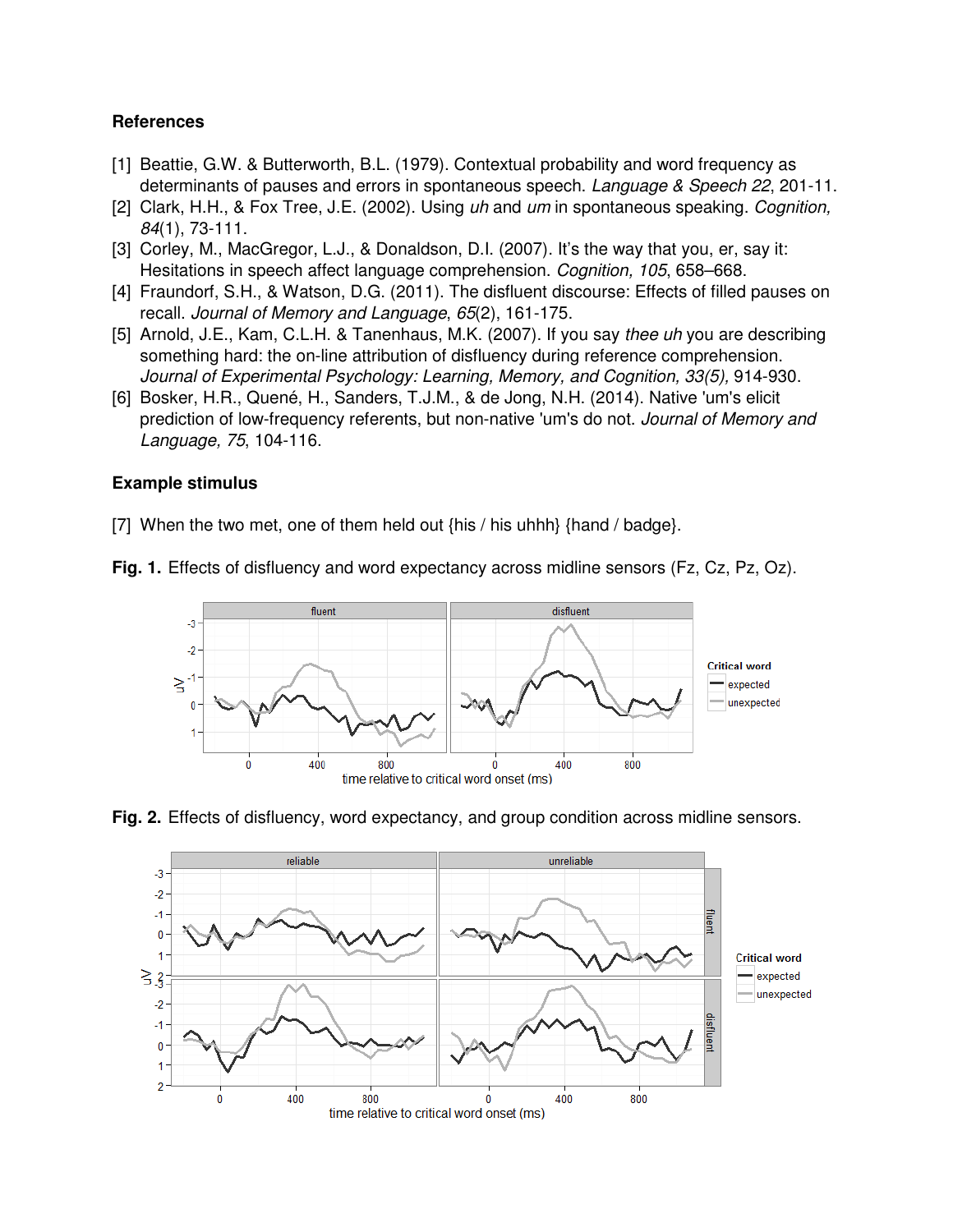### References

[1] Beattie, G.W. & Butterworth, B.L. (1979). Contextual probability and word frequency as determinants of pauses and errors in spontaneous speech. *Language & Speech 22*, 201-11.

[2] Clark, H.H., & Fox Tree, J.E. (2002). Using *uh* and *um* in spontaneous speaking. *Cognition, 84*(1), 73-111.

[3] Corley, M., MacGregor, L.J., & Donaldson, D.I. (2007). It's the way that you, er, say it: Hesitations in speech affect language comprehension. *Cognition, 105*, 658–668.

[4] Fraundorf, S.H., & Watson, D.G. (2011). The disfluent discourse: Effects of filled pauses on recall. *Journal of Memory and Language*, *65*(2), 161-175.

[5] Arnold, J.E., Kam, C.L.H. & Tanenhaus, M.K. (2007). If you say *thee uh* you are describing something hard: the on-line attribution of disfluency during reference comprehension. *Journal of Experimental Psychology: Learning, Memory, and Cognition, 33(5),* 914-930.

[6] Bosker, H.R., Quené, H., Sanders, T.J.M., & de Jong, N.H. (2014). Native 'um's elicit prediction of low-frequency referents, but non-native 'um's do not. *Journal of Memory and Language, 75*, 104-116.

### Example stimulus

[7] When the two met, one of them held out {his / his uhhh} {hand / badge}.

**Fig. 1.** Effects of disfluency and word expectancy across midline sensors (Fz, Cz, Pz, Oz).

fluent
disfluent
uV
-3
-2
-1
0
1
0
400
800
time relative to critical word onset (ms)
Critical word
expected
unexpected

**Fig. 2.** Effects of disfluency, word expectancy, and group condition across midline sensors.

reliable
unreliable
fluent
disfluent
uV
-3
-2
-1
0
1
2
0
400
800
time relative to critical word onset (ms)
Critical word
expected
unexpected